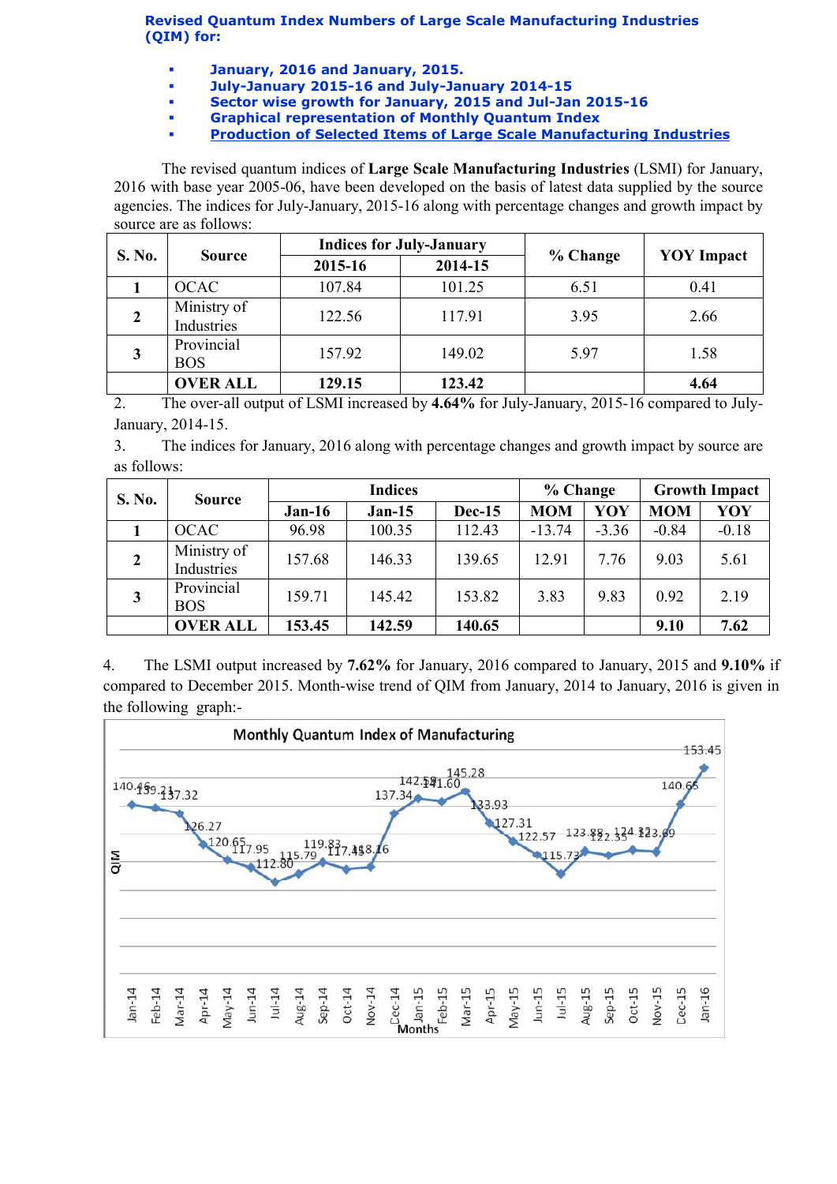**Revised Quantum Index Numbers of Large Scale Manufacturing Industries (QIM) for:**

- **January, 2016 and January, 2015.**
- **July-January 2015-16 and July-January 2014-15**
- **Sector wise growth for January, 2015 and Jul-Jan 2015-16**
- **Graphical representation of Monthly Quantum Index**
- **Production of Selected Items of Large Scale Manufacturing Industries**

The revised quantum indices of **Large Scale Manufacturing Industries** (LSMI) for January, 2016 with base year 2005-06, have been developed on the basis of latest data supplied by the source agencies. The indices for July-January, 2015-16 along with percentage changes and growth impact by source are as follows:

| S. No. | Source | Indices for July-January | | % Change | YOY Impact |
|---|---|---|---|---|---|
| | | 2015-16 | 2014-15 | | |
| 1 | OCAC | 107.84 | 101.25 | 6.51 | 0.41 |
| 2 | Ministry of Industries | 122.56 | 117.91 | 3.95 | 2.66 |
| 3 | Provincial BOS | 157.92 | 149.02 | 5.97 | 1.58 |
| | **OVER ALL** | **129.15** | **123.42** | | **4.64** |

2. The over-all output of LSMI increased by **4.64%** for July-January, 2015-16 compared to July-January, 2014-15.

3. The indices for January, 2016 along with percentage changes and growth impact by source are as follows:

| S. No. | Source | Indices | | | % Change | | Growth Impact | |
|---|---|---|---|---|---|---|---|---|
| | | Jan-16 | Jan-15 | Dec-15 | MOM | YOY | MOM | YOY |
| 1 | OCAC | 96.98 | 100.35 | 112.43 | -13.74 | -3.36 | -0.84 | -0.18 |
| 2 | Ministry of Industries | 157.68 | 146.33 | 139.65 | 12.91 | 7.76 | 9.03 | 5.61 |
| 3 | Provincial BOS | 159.71 | 145.42 | 153.82 | 3.83 | 9.83 | 0.92 | 2.19 |
| | **OVER ALL** | **153.45** | **142.59** | **140.65** | | | **9.10** | **7.62** |

4. The LSMI output increased by **7.62%** for January, 2016 compared to January, 2015 and **9.10%** if compared to December 2015. Month-wise trend of QIM from January, 2014 to January, 2016 is given in the following graph:-

Monthly Quantum Index of Manufacturing

QIM

Months

140.46 139.21 137.32 126.27 120.65 117.95 112.80 115.79 119.83 117.45 118.16 137.34 142.59 141.60 145.28 133.93 127.31 122.57 115.73 123.88 122.35 124.32 123.69 140.65 153.45

Jan-14 Feb-14 Mar-14 Apr-14 May-14 Jun-14 Jul-14 Aug-14 Sep-14 Oct-14 Nov-14 Dec-14 Jan-15 Feb-15 Mar-15 Apr-15 May-15 Jun-15 Jul-15 Aug-15 Sep-15 Oct-15 Nov-15 Dec-15 Jan-16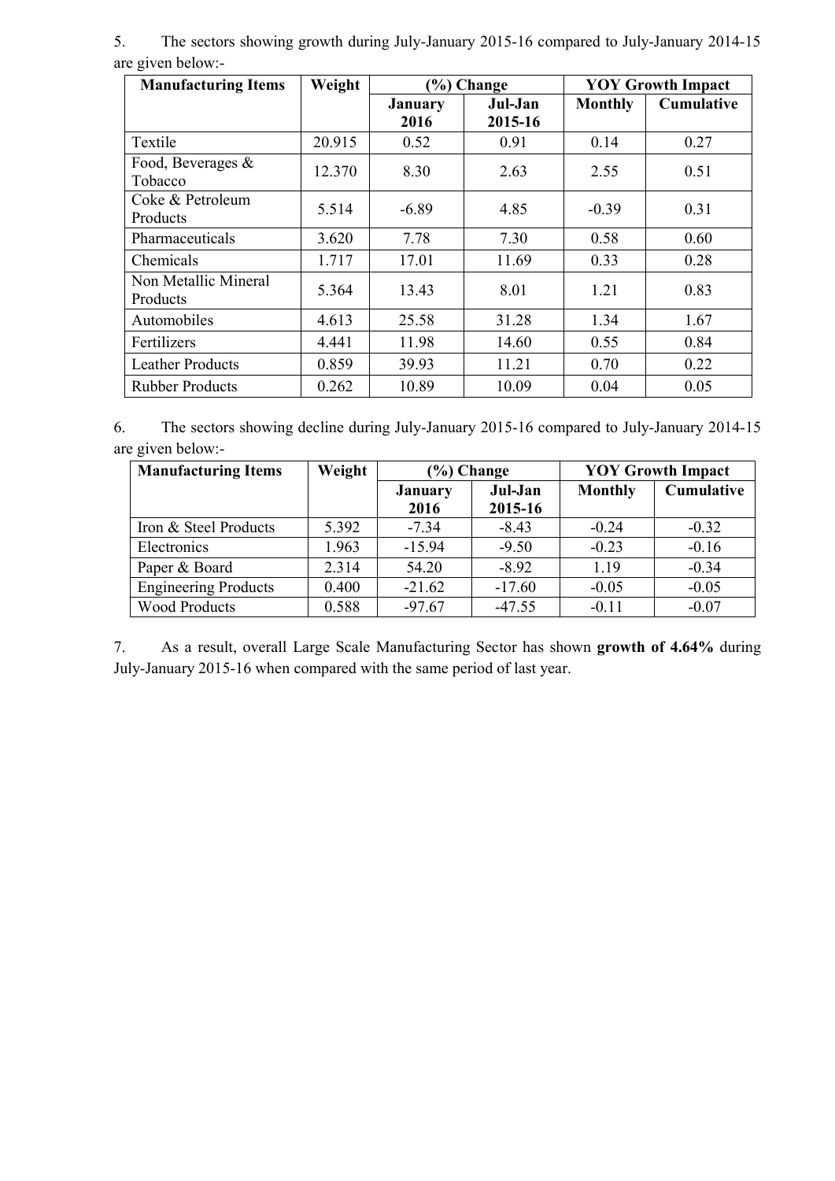5. The sectors showing growth during July-January 2015-16 compared to July-January 2014-15 are given below:-

| Manufacturing Items | Weight | (%) Change | | YOY Growth Impact | |
|---|---|---|---|---|---|
| | | January 2016 | Jul-Jan 2015-16 | Monthly | Cumulative |
| Textile | 20.915 | 0.52 | 0.91 | 0.14 | 0.27 |
| Food, Beverages & Tobacco | 12.370 | 8.30 | 2.63 | 2.55 | 0.51 |
| Coke & Petroleum Products | 5.514 | -6.89 | 4.85 | -0.39 | 0.31 |
| Pharmaceuticals | 3.620 | 7.78 | 7.30 | 0.58 | 0.60 |
| Chemicals | 1.717 | 17.01 | 11.69 | 0.33 | 0.28 |
| Non Metallic Mineral Products | 5.364 | 13.43 | 8.01 | 1.21 | 0.83 |
| Automobiles | 4.613 | 25.58 | 31.28 | 1.34 | 1.67 |
| Fertilizers | 4.441 | 11.98 | 14.60 | 0.55 | 0.84 |
| Leather Products | 0.859 | 39.93 | 11.21 | 0.70 | 0.22 |
| Rubber Products | 0.262 | 10.89 | 10.09 | 0.04 | 0.05 |

6. The sectors showing decline during July-January 2015-16 compared to July-January 2014-15 are given below:-

| Manufacturing Items | Weight | (%) Change | | YOY Growth Impact | |
|---|---|---|---|---|---|
| | | January 2016 | Jul-Jan 2015-16 | Monthly | Cumulative |
| Iron & Steel Products | 5.392 | -7.34 | -8.43 | -0.24 | -0.32 |
| Electronics | 1.963 | -15.94 | -9.50 | -0.23 | -0.16 |
| Paper & Board | 2.314 | 54.20 | -8.92 | 1.19 | -0.34 |
| Engineering Products | 0.400 | -21.62 | -17.60 | -0.05 | -0.05 |
| Wood Products | 0.588 | -97.67 | -47.55 | -0.11 | -0.07 |

7. As a result, overall Large Scale Manufacturing Sector has shown **growth of 4.64%** during July-January 2015-16 when compared with the same period of last year.